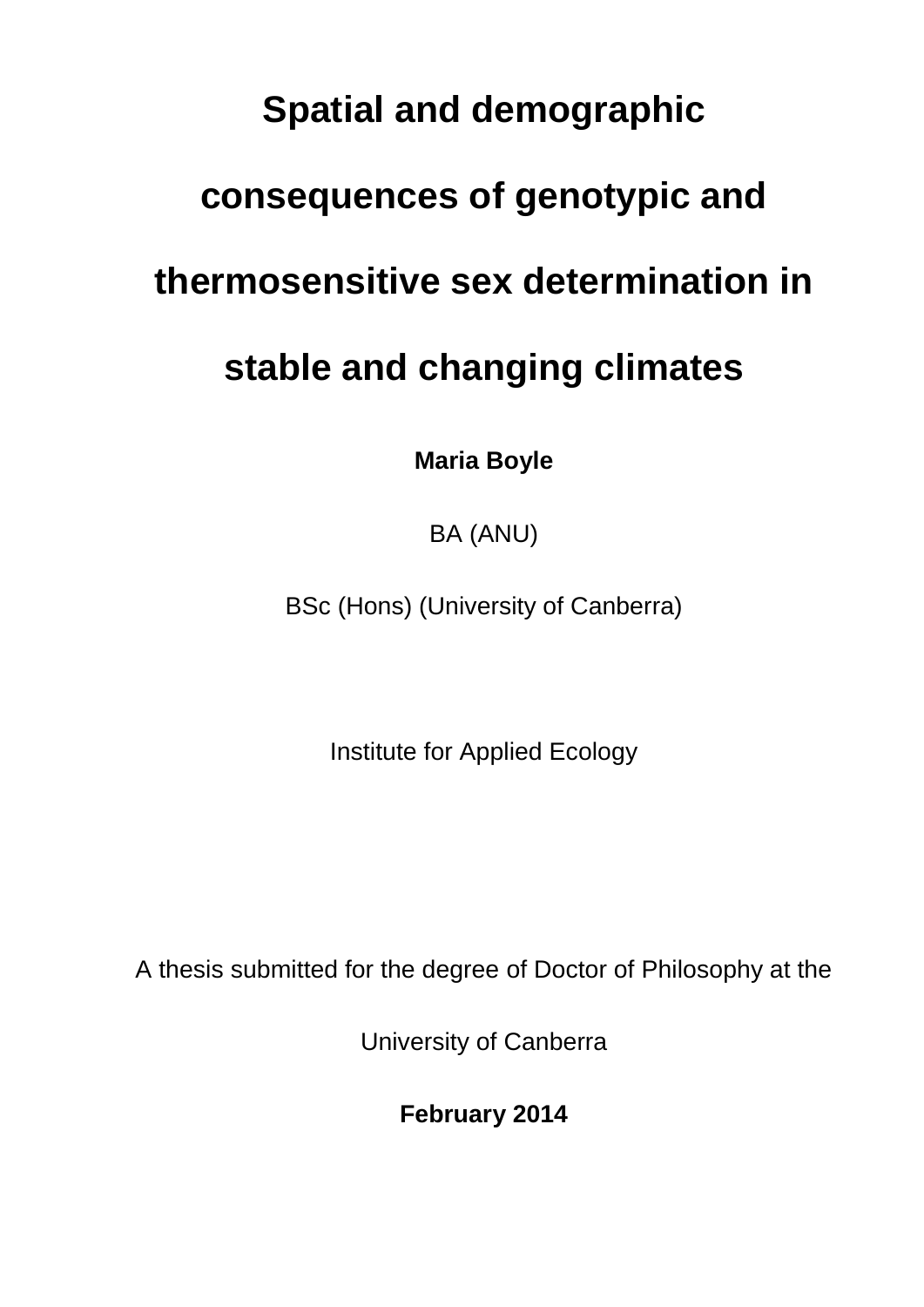# Spatial and demographic consequences of genotypic and thermosensitive sex determination in stable and changing climates

**Maria Boyle**

BA (ANU)

BSc (Hons) (University of Canberra)

Institute for Applied Ecology

A thesis submitted for the degree of Doctor of Philosophy at the University of Canberra

**February 2014**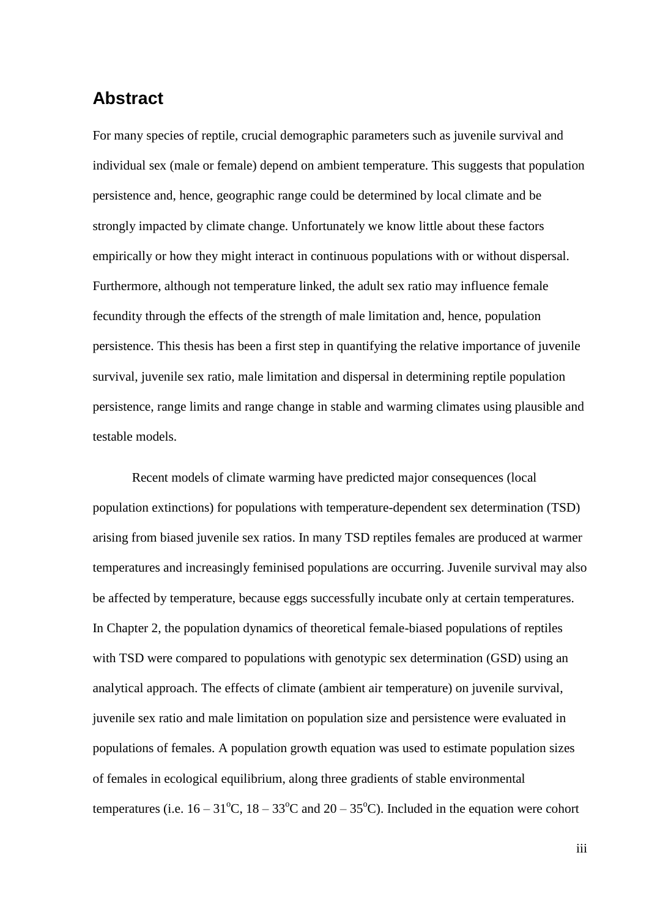## Abstract

For many species of reptile, crucial demographic parameters such as juvenile survival and individual sex (male or female) depend on ambient temperature. This suggests that population persistence and, hence, geographic range could be determined by local climate and be strongly impacted by climate change. Unfortunately we know little about these factors empirically or how they might interact in continuous populations with or without dispersal. Furthermore, although not temperature linked, the adult sex ratio may influence female fecundity through the effects of the strength of male limitation and, hence, population persistence. This thesis has been a first step in quantifying the relative importance of juvenile survival, juvenile sex ratio, male limitation and dispersal in determining reptile population persistence, range limits and range change in stable and warming climates using plausible and testable models.

Recent models of climate warming have predicted major consequences (local population extinctions) for populations with temperature-dependent sex determination (TSD) arising from biased juvenile sex ratios. In many TSD reptiles females are produced at warmer temperatures and increasingly feminised populations are occurring. Juvenile survival may also be affected by temperature, because eggs successfully incubate only at certain temperatures. In Chapter 2, the population dynamics of theoretical female-biased populations of reptiles with TSD were compared to populations with genotypic sex determination (GSD) using an analytical approach. The effects of climate (ambient air temperature) on juvenile survival, juvenile sex ratio and male limitation on population size and persistence were evaluated in populations of females. A population growth equation was used to estimate population sizes of females in ecological equilibrium, along three gradients of stable environmental temperatures (i.e. 16 – 31°C, 18 – 33°C and 20 – 35°C). Included in the equation were cohort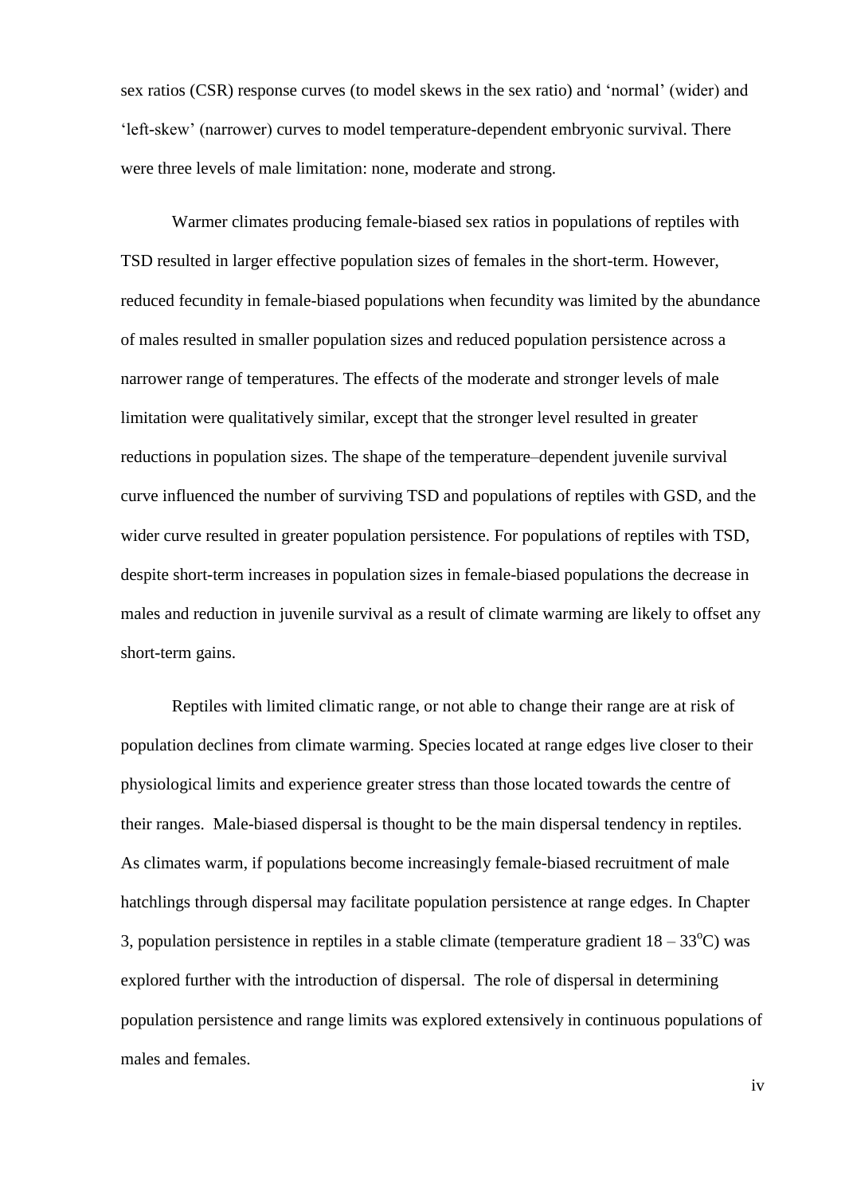sex ratios (CSR) response curves (to model skews in the sex ratio) and 'normal' (wider) and 'left-skew' (narrower) curves to model temperature-dependent embryonic survival. There were three levels of male limitation: none, moderate and strong.

Warmer climates producing female-biased sex ratios in populations of reptiles with TSD resulted in larger effective population sizes of females in the short-term. However, reduced fecundity in female-biased populations when fecundity was limited by the abundance of males resulted in smaller population sizes and reduced population persistence across a narrower range of temperatures. The effects of the moderate and stronger levels of male limitation were qualitatively similar, except that the stronger level resulted in greater reductions in population sizes. The shape of the temperature–dependent juvenile survival curve influenced the number of surviving TSD and populations of reptiles with GSD, and the wider curve resulted in greater population persistence. For populations of reptiles with TSD, despite short-term increases in population sizes in female-biased populations the decrease in males and reduction in juvenile survival as a result of climate warming are likely to offset any short-term gains.

Reptiles with limited climatic range, or not able to change their range are at risk of population declines from climate warming. Species located at range edges live closer to their physiological limits and experience greater stress than those located towards the centre of their ranges. Male-biased dispersal is thought to be the main dispersal tendency in reptiles. As climates warm, if populations become increasingly female-biased recruitment of male hatchlings through dispersal may facilitate population persistence at range edges. In Chapter 3, population persistence in reptiles in a stable climate (temperature gradient 18 – 33$^{o}$C) was explored further with the introduction of dispersal. The role of dispersal in determining population persistence and range limits was explored extensively in continuous populations of males and females.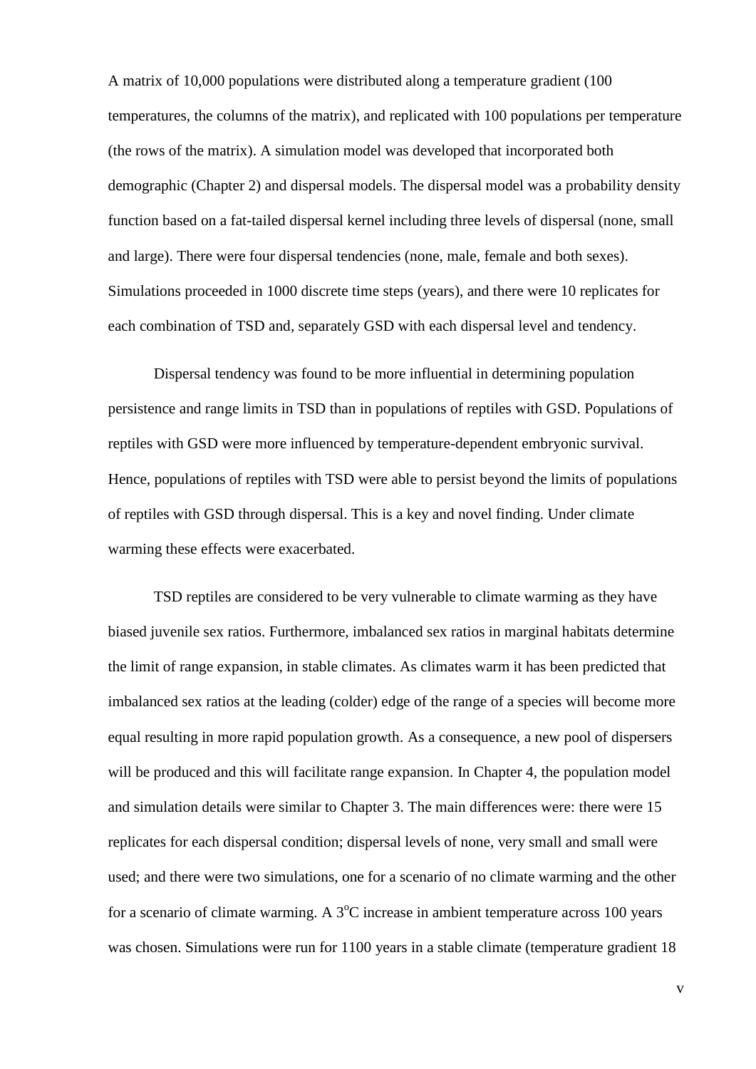A matrix of 10,000 populations were distributed along a temperature gradient (100 temperatures, the columns of the matrix), and replicated with 100 populations per temperature (the rows of the matrix). A simulation model was developed that incorporated both demographic (Chapter 2) and dispersal models. The dispersal model was a probability density function based on a fat-tailed dispersal kernel including three levels of dispersal (none, small and large). There were four dispersal tendencies (none, male, female and both sexes). Simulations proceeded in 1000 discrete time steps (years), and there were 10 replicates for each combination of TSD and, separately GSD with each dispersal level and tendency.

Dispersal tendency was found to be more influential in determining population persistence and range limits in TSD than in populations of reptiles with GSD. Populations of reptiles with GSD were more influenced by temperature-dependent embryonic survival. Hence, populations of reptiles with TSD were able to persist beyond the limits of populations of reptiles with GSD through dispersal. This is a key and novel finding. Under climate warming these effects were exacerbated.

TSD reptiles are considered to be very vulnerable to climate warming as they have biased juvenile sex ratios. Furthermore, imbalanced sex ratios in marginal habitats determine the limit of range expansion, in stable climates. As climates warm it has been predicted that imbalanced sex ratios at the leading (colder) edge of the range of a species will become more equal resulting in more rapid population growth. As a consequence, a new pool of dispersers will be produced and this will facilitate range expansion. In Chapter 4, the population model and simulation details were similar to Chapter 3. The main differences were: there were 15 replicates for each dispersal condition; dispersal levels of none, very small and small were used; and there were two simulations, one for a scenario of no climate warming and the other for a scenario of climate warming. A $3^{o}$C increase in ambient temperature across 100 years was chosen. Simulations were run for 1100 years in a stable climate (temperature gradient 18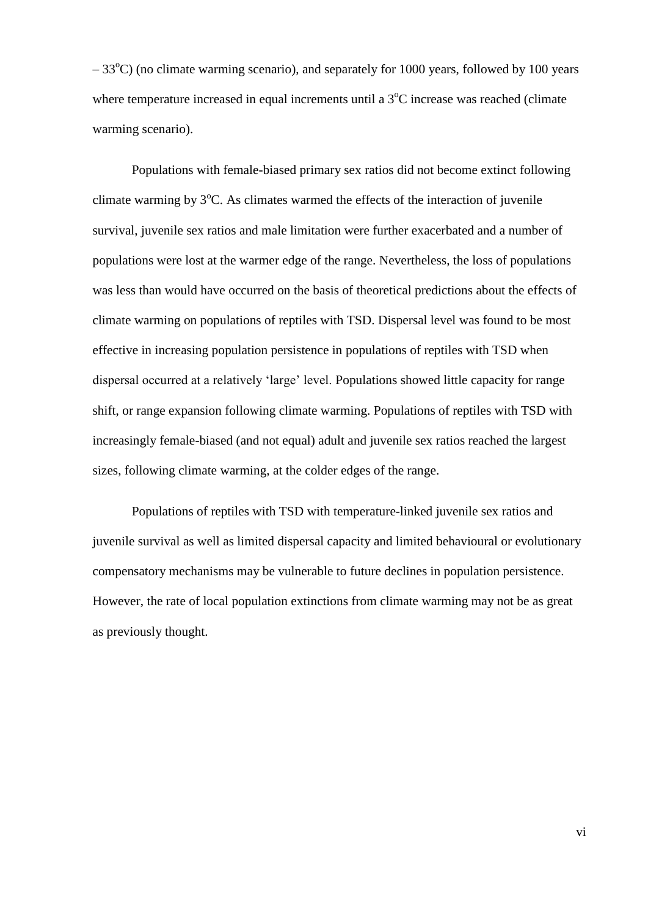– 33$^{o}$C) (no climate warming scenario), and separately for 1000 years, followed by 100 years where temperature increased in equal increments until a 3$^{o}$C increase was reached (climate warming scenario).

Populations with female-biased primary sex ratios did not become extinct following climate warming by 3$^{o}$C. As climates warmed the effects of the interaction of juvenile survival, juvenile sex ratios and male limitation were further exacerbated and a number of populations were lost at the warmer edge of the range. Nevertheless, the loss of populations was less than would have occurred on the basis of theoretical predictions about the effects of climate warming on populations of reptiles with TSD. Dispersal level was found to be most effective in increasing population persistence in populations of reptiles with TSD when dispersal occurred at a relatively 'large' level. Populations showed little capacity for range shift, or range expansion following climate warming. Populations of reptiles with TSD with increasingly female-biased (and not equal) adult and juvenile sex ratios reached the largest sizes, following climate warming, at the colder edges of the range.

Populations of reptiles with TSD with temperature-linked juvenile sex ratios and juvenile survival as well as limited dispersal capacity and limited behavioural or evolutionary compensatory mechanisms may be vulnerable to future declines in population persistence. However, the rate of local population extinctions from climate warming may not be as great as previously thought.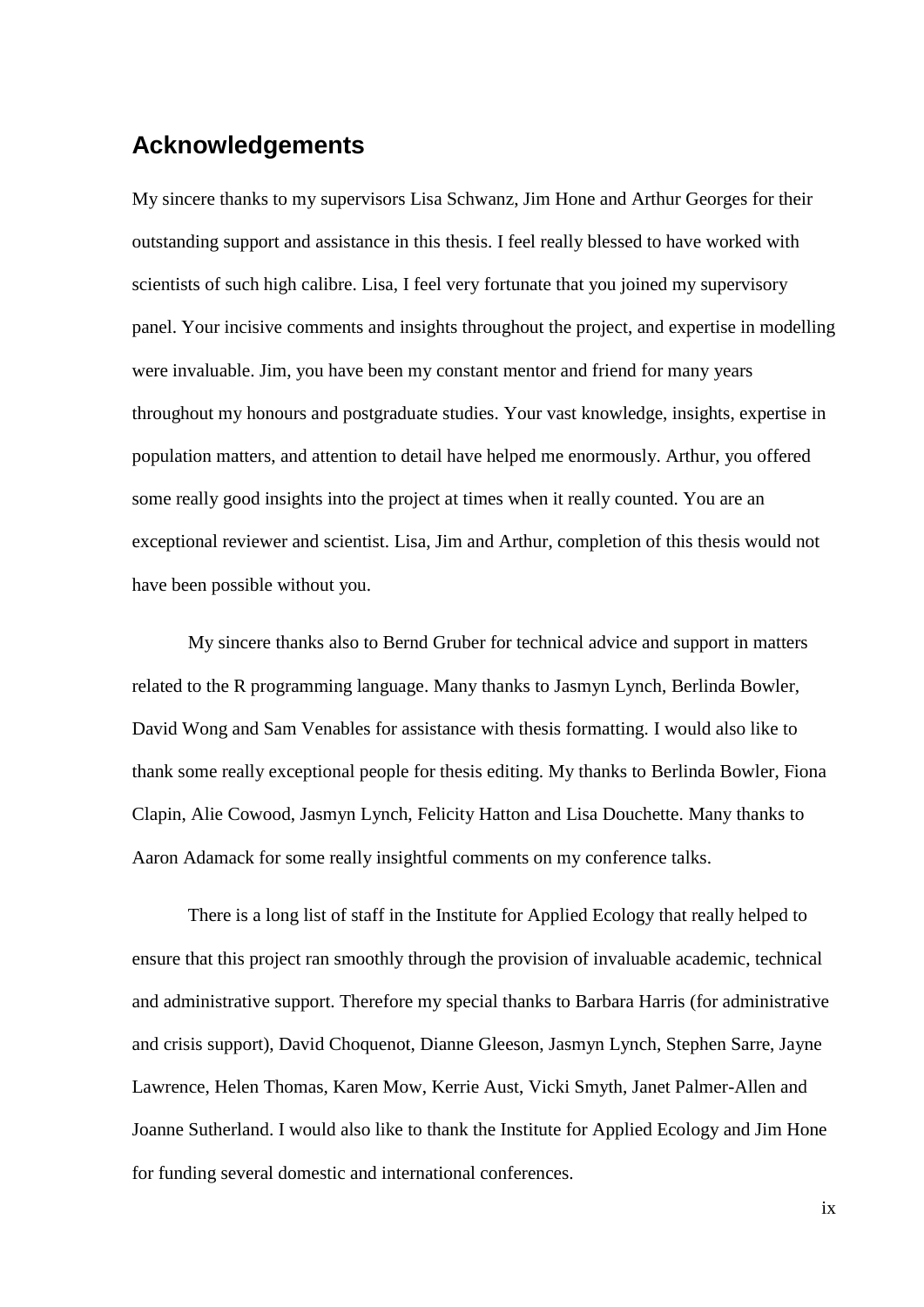## Acknowledgements

My sincere thanks to my supervisors Lisa Schwanz, Jim Hone and Arthur Georges for their outstanding support and assistance in this thesis. I feel really blessed to have worked with scientists of such high calibre. Lisa, I feel very fortunate that you joined my supervisory panel. Your incisive comments and insights throughout the project, and expertise in modelling were invaluable. Jim, you have been my constant mentor and friend for many years throughout my honours and postgraduate studies. Your vast knowledge, insights, expertise in population matters, and attention to detail have helped me enormously. Arthur, you offered some really good insights into the project at times when it really counted. You are an exceptional reviewer and scientist. Lisa, Jim and Arthur, completion of this thesis would not have been possible without you.

My sincere thanks also to Bernd Gruber for technical advice and support in matters related to the R programming language. Many thanks to Jasmyn Lynch, Berlinda Bowler, David Wong and Sam Venables for assistance with thesis formatting. I would also like to thank some really exceptional people for thesis editing. My thanks to Berlinda Bowler, Fiona Clapin, Alie Cowood, Jasmyn Lynch, Felicity Hatton and Lisa Douchette. Many thanks to Aaron Adamack for some really insightful comments on my conference talks.

There is a long list of staff in the Institute for Applied Ecology that really helped to ensure that this project ran smoothly through the provision of invaluable academic, technical and administrative support. Therefore my special thanks to Barbara Harris (for administrative and crisis support), David Choquenot, Dianne Gleeson, Jasmyn Lynch, Stephen Sarre, Jayne Lawrence, Helen Thomas, Karen Mow, Kerrie Aust, Vicki Smyth, Janet Palmer-Allen and Joanne Sutherland. I would also like to thank the Institute for Applied Ecology and Jim Hone for funding several domestic and international conferences.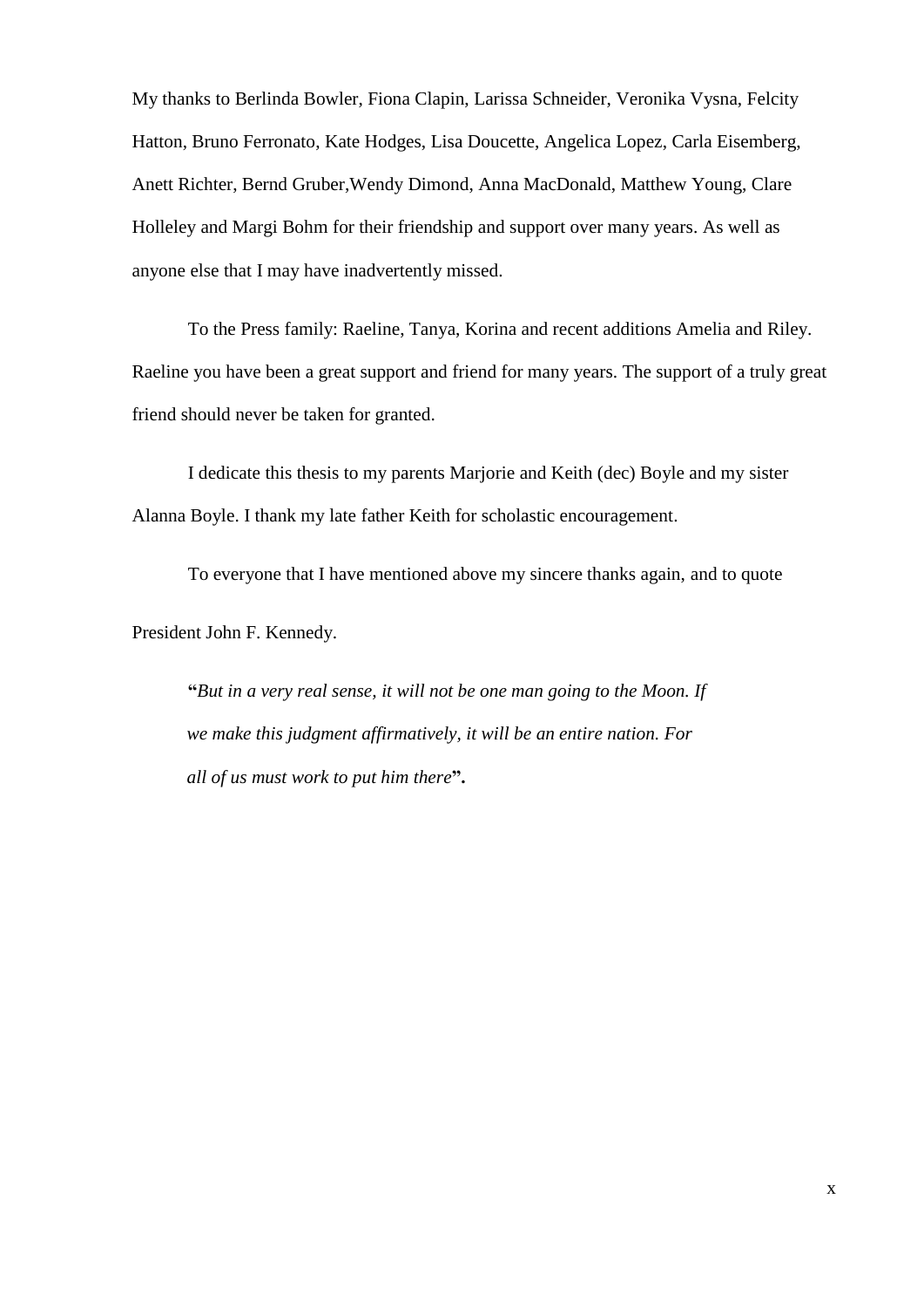My thanks to Berlinda Bowler, Fiona Clapin, Larissa Schneider, Veronika Vysna, Felcity Hatton, Bruno Ferronato, Kate Hodges, Lisa Doucette, Angelica Lopez, Carla Eisemberg, Anett Richter, Bernd Gruber,Wendy Dimond, Anna MacDonald, Matthew Young, Clare Holleley and Margi Bohm for their friendship and support over many years. As well as anyone else that I may have inadvertently missed.

To the Press family: Raeline, Tanya, Korina and recent additions Amelia and Riley. Raeline you have been a great support and friend for many years. The support of a truly great friend should never be taken for granted.

I dedicate this thesis to my parents Marjorie and Keith (dec) Boyle and my sister Alanna Boyle. I thank my late father Keith for scholastic encouragement.

To everyone that I have mentioned above my sincere thanks again, and to quote

President John F. Kennedy.

> **"***But in a very real sense, it will not be one man going to the Moon. If we make this judgment affirmatively, it will be an entire nation. For all of us must work to put him there***".**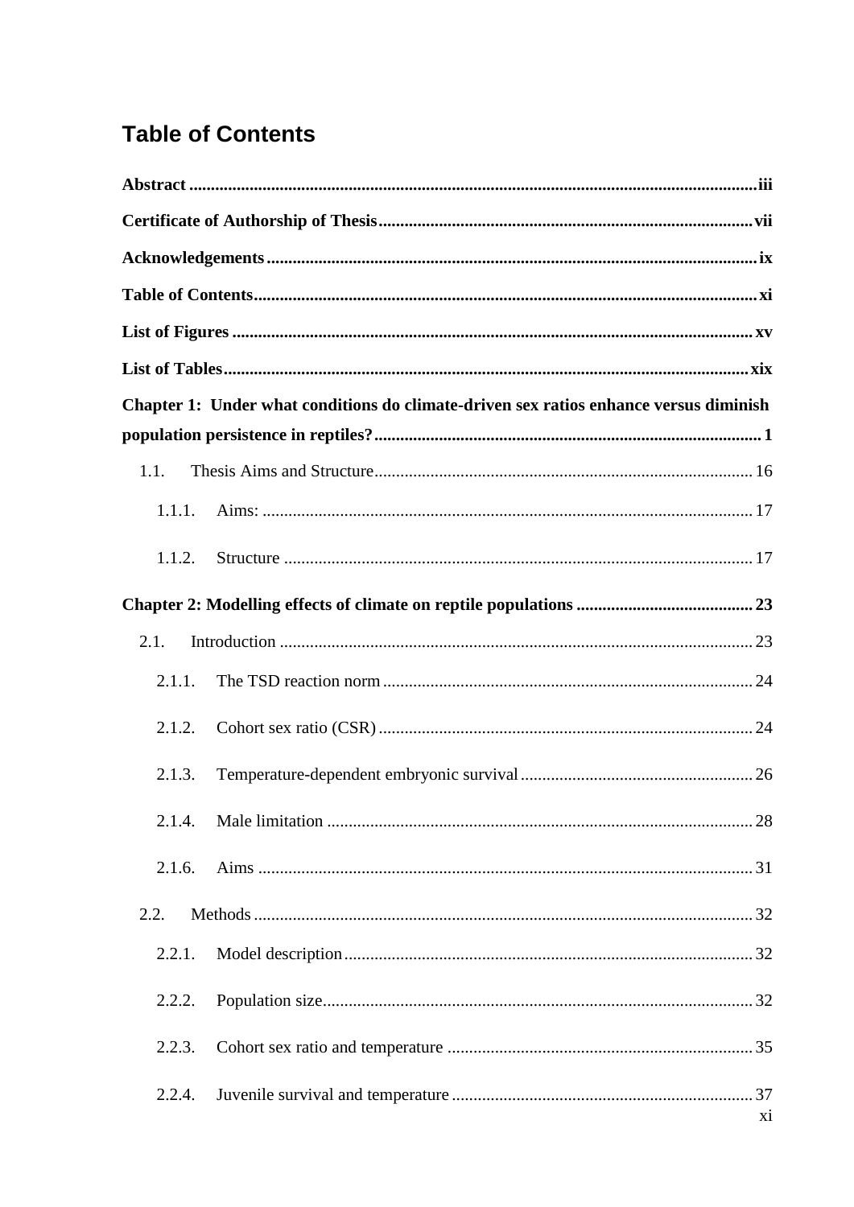# Table of Contents

**Abstract** .......... **iii**

**Certificate of Authorship of Thesis** .......... **vii**

**Acknowledgements** .......... **ix**

**Table of Contents** .......... **xi**

**List of Figures** .......... **xv**

**List of Tables** .......... **xix**

**Chapter 1: Under what conditions do climate-driven sex ratios enhance versus diminish population persistence in reptiles?** .......... **1**

- 1.1. Thesis Aims and Structure .......... 16
  - 1.1.1. Aims: .......... 17
  - 1.1.2. Structure .......... 17

**Chapter 2: Modelling effects of climate on reptile populations** .......... **23**

- 2.1. Introduction .......... 23
  - 2.1.1. The TSD reaction norm .......... 24
  - 2.1.2. Cohort sex ratio (CSR) .......... 24
  - 2.1.3. Temperature-dependent embryonic survival .......... 26
  - 2.1.4. Male limitation .......... 28
  - 2.1.6. Aims .......... 31
- 2.2. Methods .......... 32
  - 2.2.1. Model description .......... 32
  - 2.2.2. Population size .......... 32
  - 2.2.3. Cohort sex ratio and temperature .......... 35
  - 2.2.4. Juvenile survival and temperature .......... 37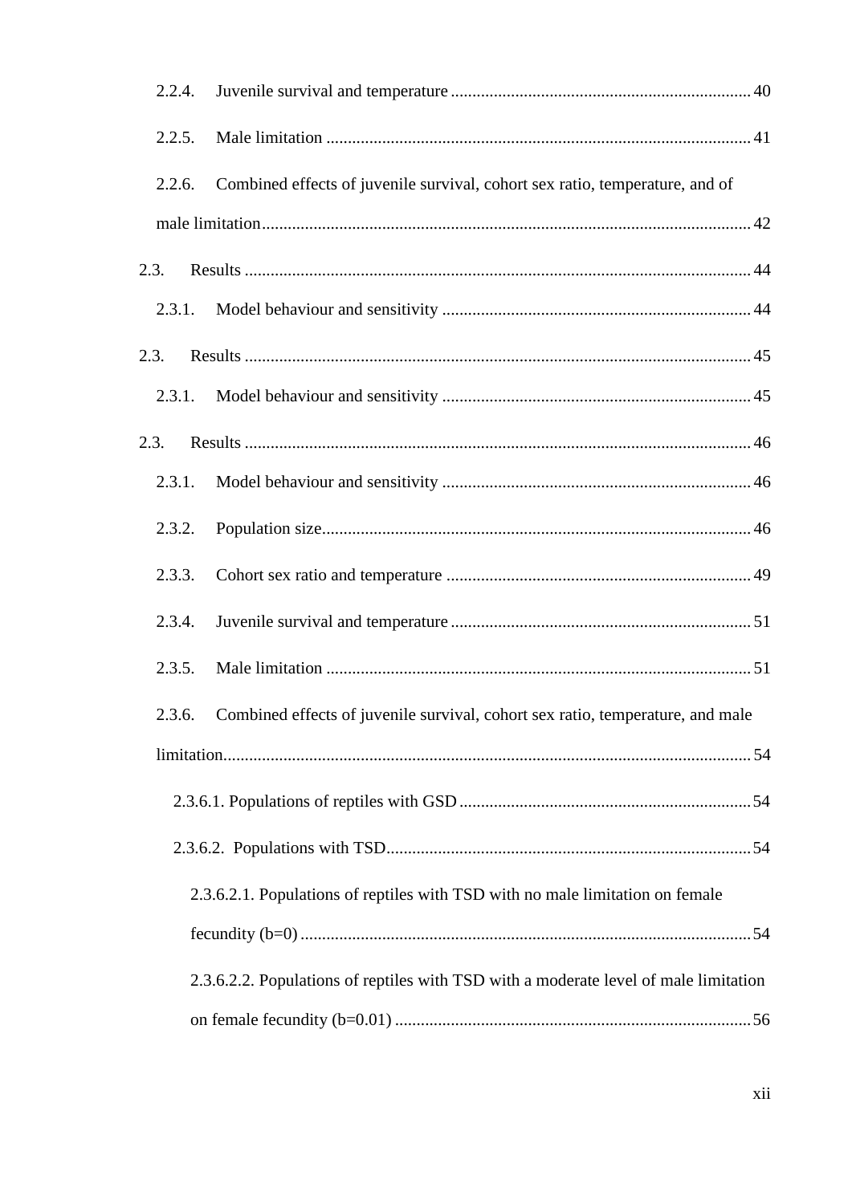2.2.4. Juvenile survival and temperature ..................................................................... 40

2.2.5. Male limitation .................................................................................................. 41

2.2.6. Combined effects of juvenile survival, cohort sex ratio, temperature, and of male limitation ................................................................................................................. 42

2.3. Results ..................................................................................................................... 44

2.3.1. Model behaviour and sensitivity ....................................................................... 44

2.3. Results ..................................................................................................................... 45

2.3.1. Model behaviour and sensitivity ....................................................................... 45

2.3. Results ..................................................................................................................... 46

2.3.1. Model behaviour and sensitivity ....................................................................... 46

2.3.2. Population size .................................................................................................. 46

2.3.3. Cohort sex ratio and temperature ...................................................................... 49

2.3.4. Juvenile survival and temperature ..................................................................... 51

2.3.5. Male limitation .................................................................................................. 51

2.3.6. Combined effects of juvenile survival, cohort sex ratio, temperature, and male limitation ................................................................................................................. 54

2.3.6.1. Populations of reptiles with GSD ................................................................... 54

2.3.6.2. Populations with TSD ..................................................................................... 54

2.3.6.2.1. Populations of reptiles with TSD with no male limitation on female fecundity (b=0) ........................................................................................................ 54

2.3.6.2.2. Populations of reptiles with TSD with a moderate level of male limitation on female fecundity (b=0.01) .................................................................................. 56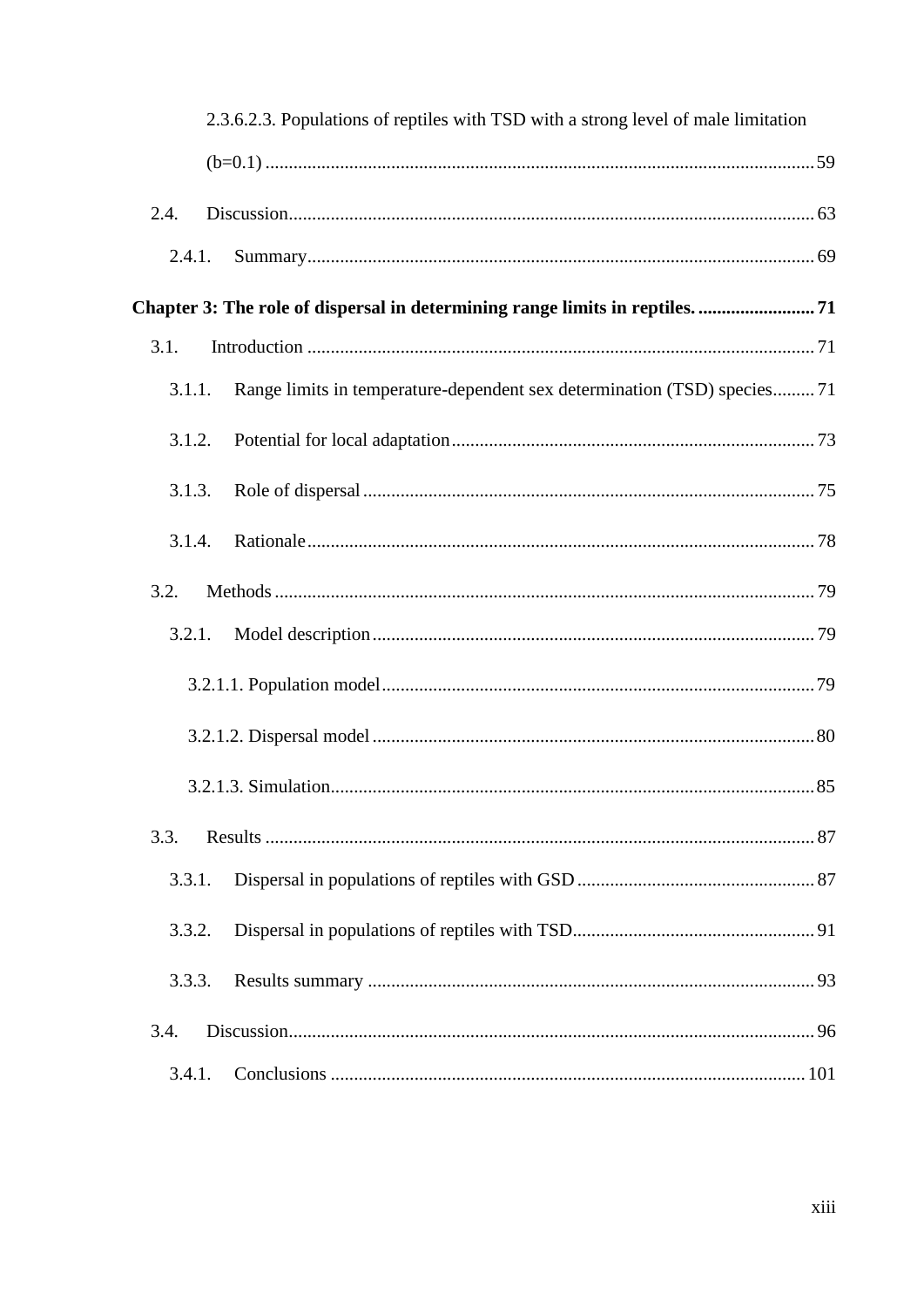2.3.6.2.3. Populations of reptiles with TSD with a strong level of male limitation (b=0.1) ..................................................................................................... 59

2.4. Discussion................................................................................................................ 63

2.4.1. Summary.............................................................................................................. 69

**Chapter 3: The role of dispersal in determining range limits in reptiles. ......................... 71**

3.1. Introduction ............................................................................................................ 71

3.1.1. Range limits in temperature-dependent sex determination (TSD) species......... 71

3.1.2. Potential for local adaptation ............................................................................. 73

3.1.3. Role of dispersal ................................................................................................ 75

3.1.4. Rationale ............................................................................................................ 78

3.2. Methods .................................................................................................................. 79

3.2.1. Model description .............................................................................................. 79

3.2.1.1. Population model ............................................................................................ 79

3.2.1.2. Dispersal model ............................................................................................... 80

3.2.1.3. Simulation ........................................................................................................ 85

3.3. Results ..................................................................................................................... 87

3.3.1. Dispersal in populations of reptiles with GSD .................................................. 87

3.3.2. Dispersal in populations of reptiles with TSD ................................................... 91

3.3.3. Results summary ............................................................................................... 93

3.4. Discussion ................................................................................................................ 96

3.4.1. Conclusions ....................................................................................................... 101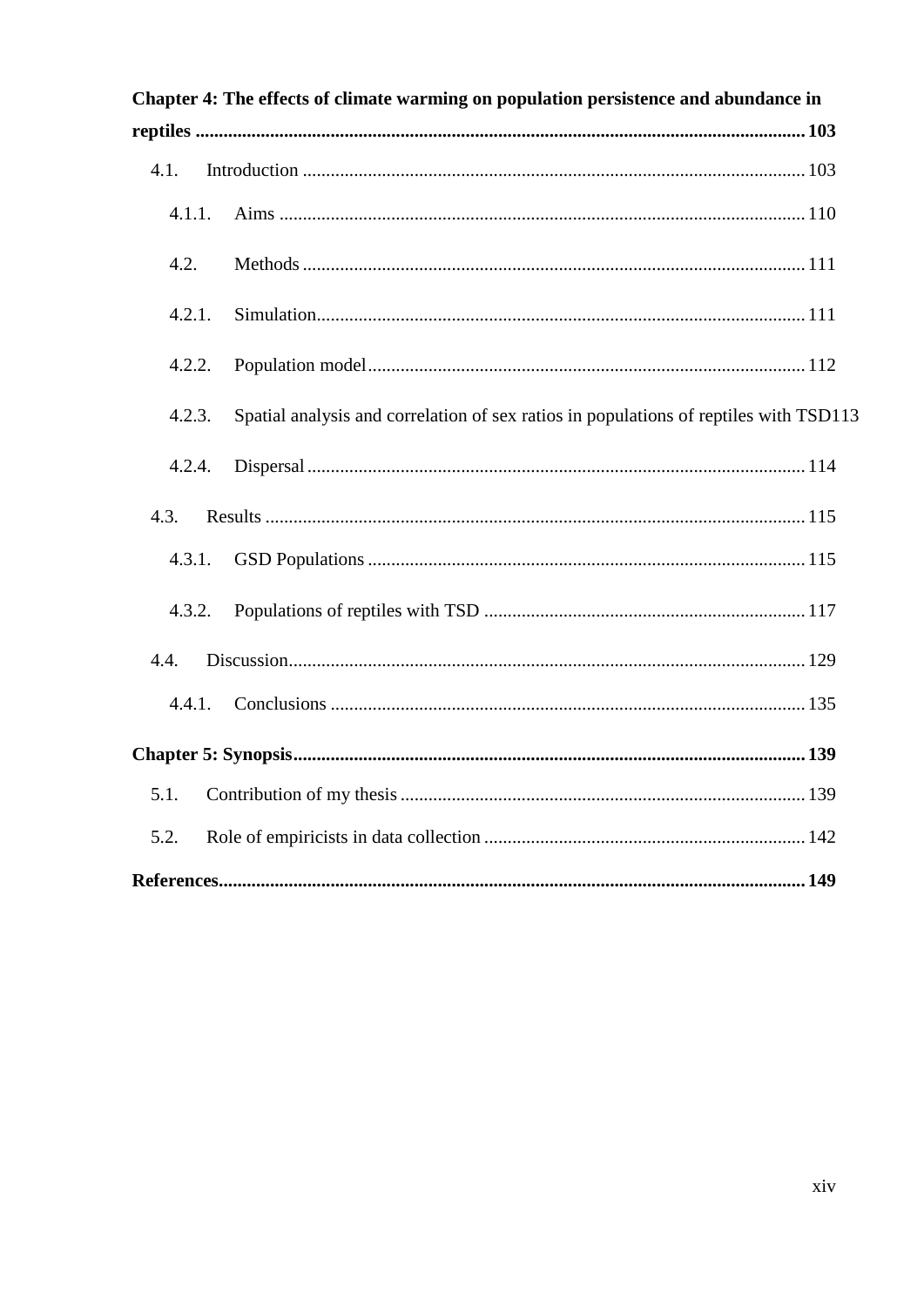**Chapter 4: The effects of climate warming on population persistence and abundance in reptiles** .......... **103**

- 4.1. Introduction .......... 103
  - 4.1.1. Aims .......... 110
  - 4.2. Methods .......... 111
  - 4.2.1. Simulation .......... 111
  - 4.2.2. Population model .......... 112
  - 4.2.3. Spatial analysis and correlation of sex ratios in populations of reptiles with TSD .......... 113
  - 4.2.4. Dispersal .......... 114
- 4.3. Results .......... 115
  - 4.3.1. GSD Populations .......... 115
  - 4.3.2. Populations of reptiles with TSD .......... 117
- 4.4. Discussion .......... 129
  - 4.4.1. Conclusions .......... 135

**Chapter 5: Synopsis** .......... **139**

- 5.1. Contribution of my thesis .......... 139
- 5.2. Role of empiricists in data collection .......... 142

**References** .......... **149**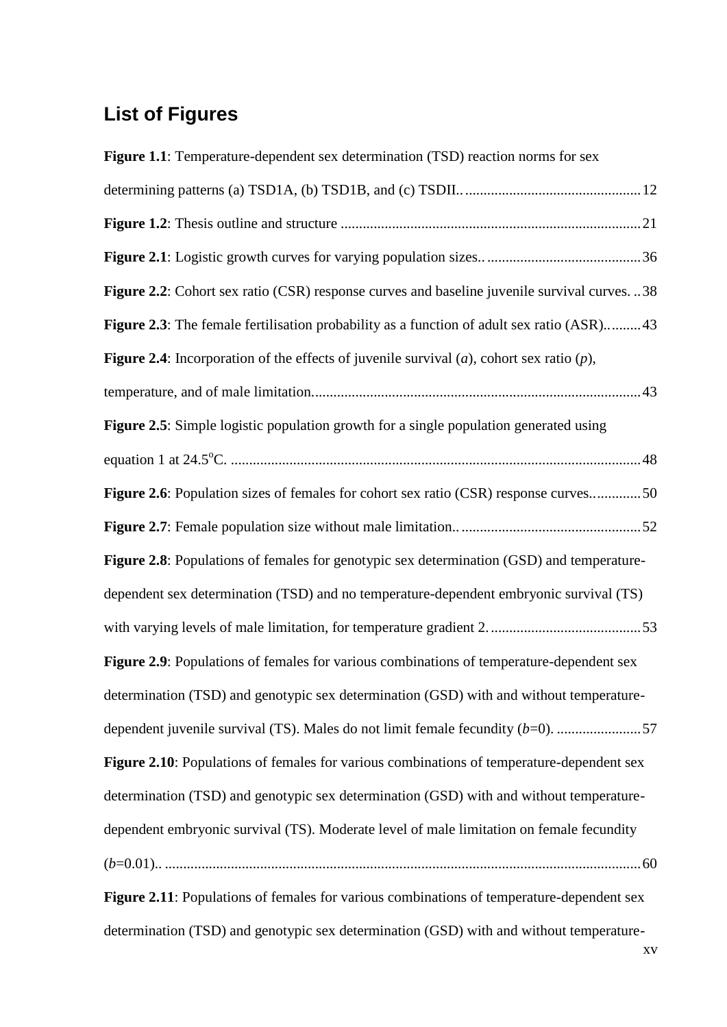## List of Figures

**Figure 1.1**: Temperature-dependent sex determination (TSD) reaction norms for sex determining patterns (a) TSD1A, (b) TSD1B, and (c) TSDII.. 12

**Figure 1.2**: Thesis outline and structure 21

**Figure 2.1**: Logistic growth curves for varying population sizes.. 36

**Figure 2.2**: Cohort sex ratio (CSR) response curves and baseline juvenile survival curves. 38

**Figure 2.3**: The female fertilisation probability as a function of adult sex ratio (ASR). 43

**Figure 2.4**: Incorporation of the effects of juvenile survival (*a*), cohort sex ratio (*p*), temperature, and of male limitation. 43

**Figure 2.5**: Simple logistic population growth for a single population generated using equation 1 at 24.5$^{o}$C. 48

**Figure 2.6**: Population sizes of females for cohort sex ratio (CSR) response curves. 50

**Figure 2.7**: Female population size without male limitation.. 52

**Figure 2.8**: Populations of females for genotypic sex determination (GSD) and temperature-dependent sex determination (TSD) and no temperature-dependent embryonic survival (TS) with varying levels of male limitation, for temperature gradient 2. 53

**Figure 2.9**: Populations of females for various combinations of temperature-dependent sex determination (TSD) and genotypic sex determination (GSD) with and without temperature-dependent juvenile survival (TS). Males do not limit female fecundity (*b*=0). 57

**Figure 2.10**: Populations of females for various combinations of temperature-dependent sex determination (TSD) and genotypic sex determination (GSD) with and without temperature-dependent embryonic survival (TS). Moderate level of male limitation on female fecundity (*b*=0.01).. 60

**Figure 2.11**: Populations of females for various combinations of temperature-dependent sex determination (TSD) and genotypic sex determination (GSD) with and without temperature-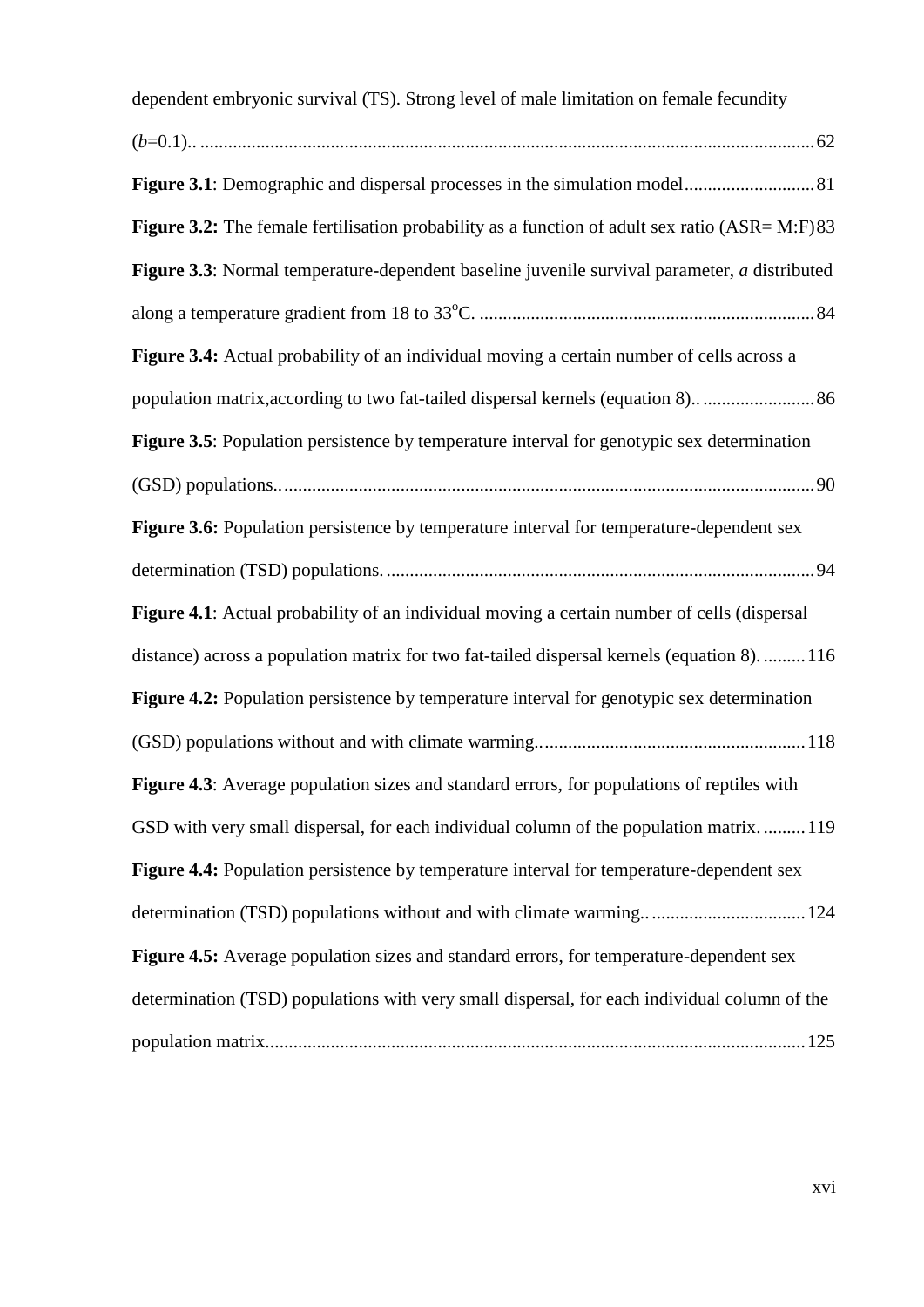dependent embryonic survival (TS). Strong level of male limitation on female fecundity ($b$=0.1).. 62

**Figure 3.1**: Demographic and dispersal processes in the simulation model 81

**Figure 3.2:** The female fertilisation probability as a function of adult sex ratio (ASR= M:F) 83

**Figure 3.3**: Normal temperature-dependent baseline juvenile survival parameter, *a* distributed along a temperature gradient from 18 to 33$^{o}$C. 84

**Figure 3.4:** Actual probability of an individual moving a certain number of cells across a population matrix,according to two fat-tailed dispersal kernels (equation 8).. 86

**Figure 3.5**: Population persistence by temperature interval for genotypic sex determination (GSD) populations.. 90

**Figure 3.6:** Population persistence by temperature interval for temperature-dependent sex determination (TSD) populations. 94

**Figure 4.1**: Actual probability of an individual moving a certain number of cells (dispersal distance) across a population matrix for two fat-tailed dispersal kernels (equation 8). 116

**Figure 4.2:** Population persistence by temperature interval for genotypic sex determination (GSD) populations without and with climate warming.. 118

**Figure 4.3**: Average population sizes and standard errors, for populations of reptiles with GSD with very small dispersal, for each individual column of the population matrix. 119

**Figure 4.4:** Population persistence by temperature interval for temperature-dependent sex determination (TSD) populations without and with climate warming.. 124

**Figure 4.5:** Average population sizes and standard errors, for temperature-dependent sex determination (TSD) populations with very small dispersal, for each individual column of the population matrix. 125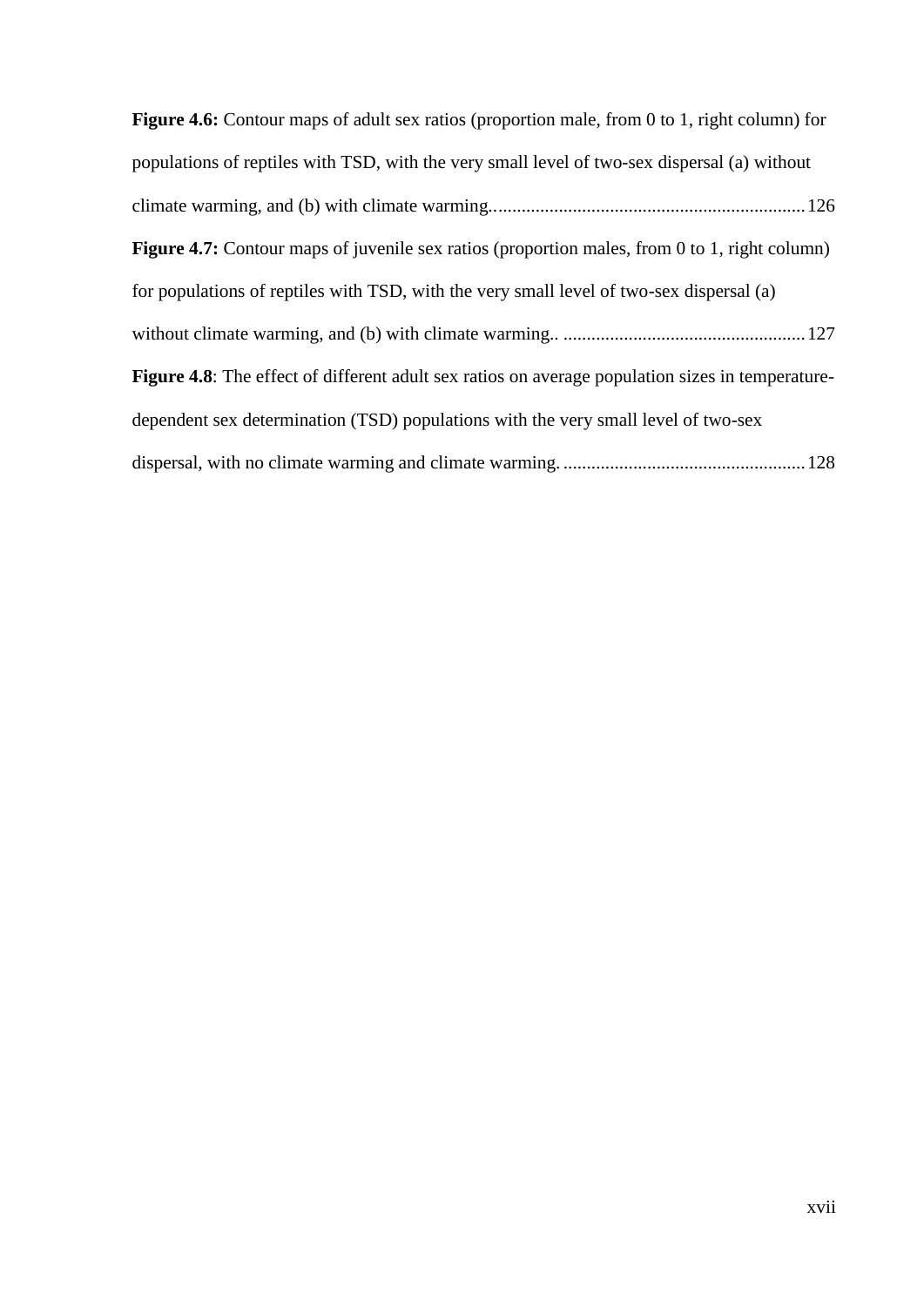**Figure 4.6:** Contour maps of adult sex ratios (proportion male, from 0 to 1, right column) for populations of reptiles with TSD, with the very small level of two-sex dispersal (a) without climate warming, and (b) with climate warming. .................................................................. 126

**Figure 4.7:** Contour maps of juvenile sex ratios (proportion males, from 0 to 1, right column) for populations of reptiles with TSD, with the very small level of two-sex dispersal (a) without climate warming, and (b) with climate warming.. .................................................... 127

**Figure 4.8**: The effect of different adult sex ratios on average population sizes in temperature-dependent sex determination (TSD) populations with the very small level of two-sex dispersal, with no climate warming and climate warming. .................................................... 128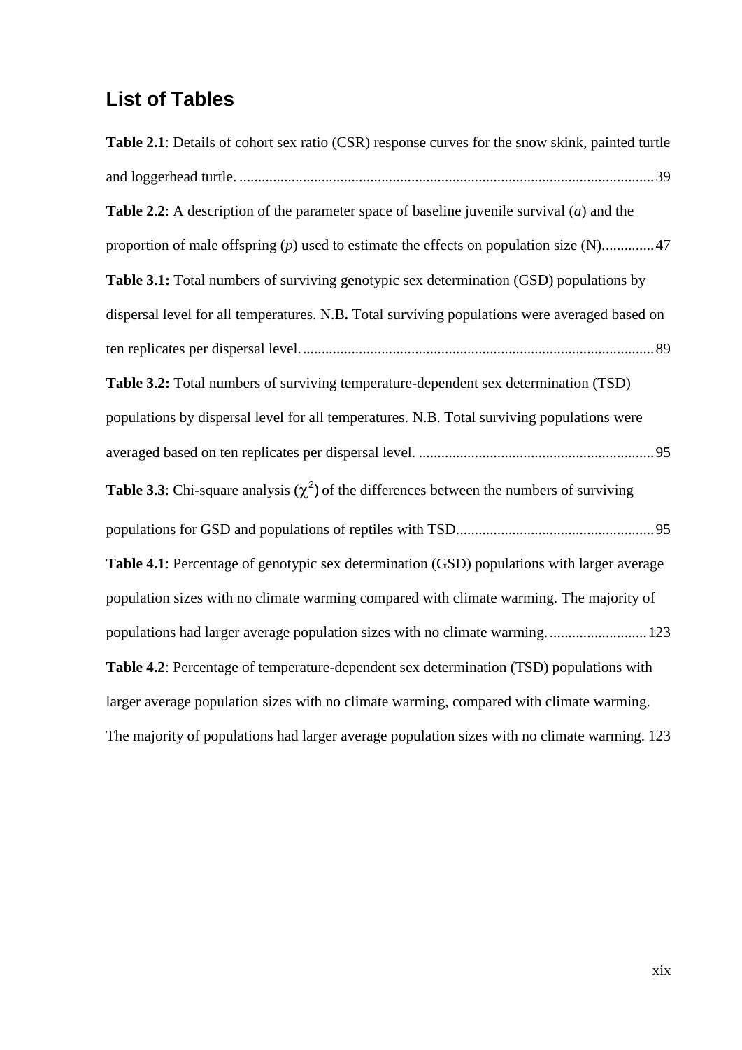## List of Tables

**Table 2.1**: Details of cohort sex ratio (CSR) response curves for the snow skink, painted turtle and loggerhead turtle. .............................................................................................................. 39

**Table 2.2**: A description of the parameter space of baseline juvenile survival (*a*) and the proportion of male offspring (*p*) used to estimate the effects on population size (N)............. 47

**Table 3.1:** Total numbers of surviving genotypic sex determination (GSD) populations by dispersal level for all temperatures. N.B**.** Total surviving populations were averaged based on ten replicates per dispersal level. ............................................................................................. 89

**Table 3.2:** Total numbers of surviving temperature-dependent sex determination (TSD) populations by dispersal level for all temperatures. N.B. Total surviving populations were averaged based on ten replicates per dispersal level. ............................................................... 95

**Table 3.3**: Chi-square analysis ($\chi^2$) of the differences between the numbers of surviving populations for GSD and populations of reptiles with TSD.................................................... 95

**Table 4.1**: Percentage of genotypic sex determination (GSD) populations with larger average population sizes with no climate warming compared with climate warming. The majority of populations had larger average population sizes with no climate warming. ......................... 123

**Table 4.2**: Percentage of temperature-dependent sex determination (TSD) populations with larger average population sizes with no climate warming, compared with climate warming. The majority of populations had larger average population sizes with no climate warming. 123